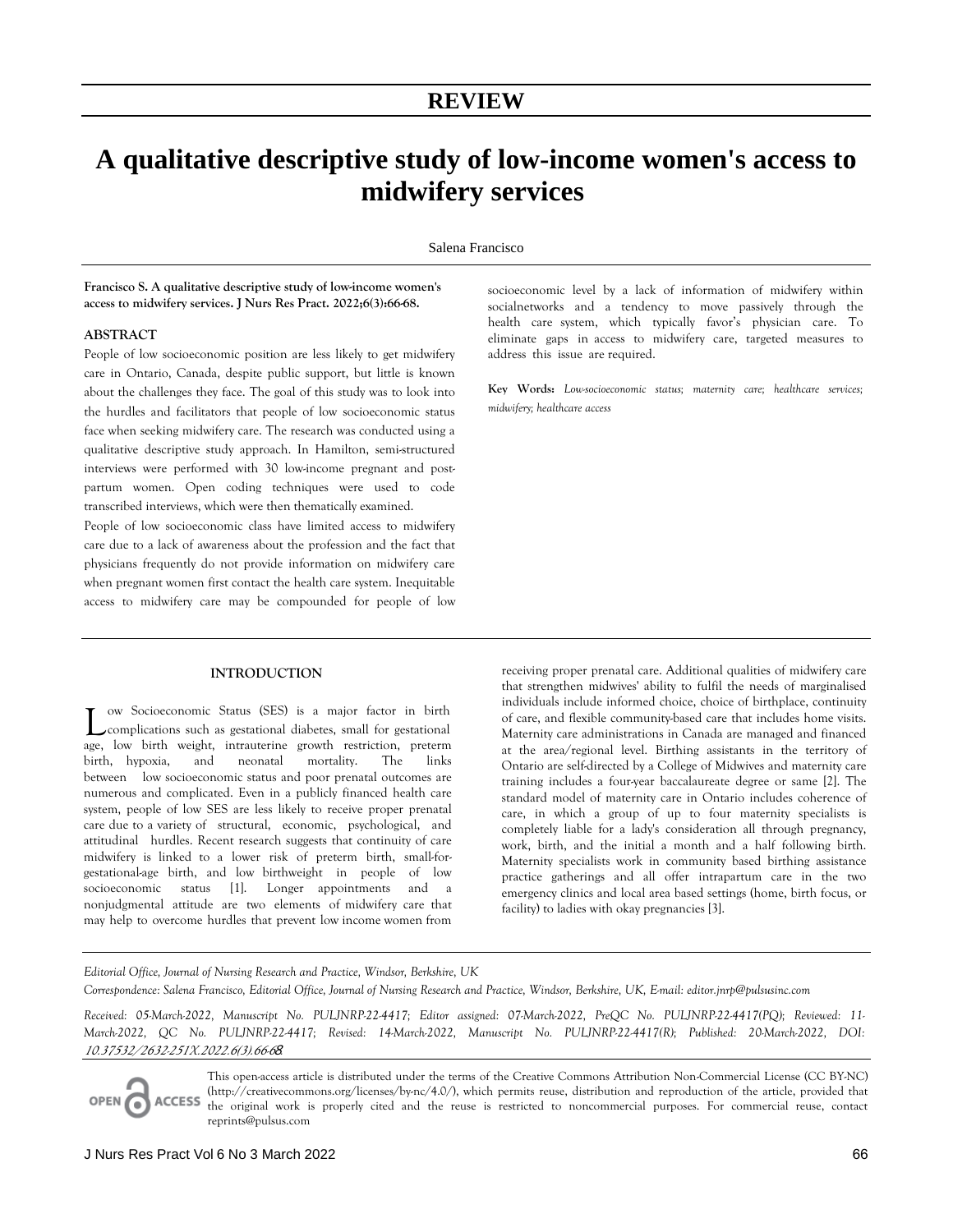## REVIEW

# A qualitative descriptive study of low-income women's access to midwifery services

Salena Francisco

**Francisco S. A qualitative descriptive study of low-income women's access to midwifery services. J Nurs Res Pract. 2022;6(3):66-68.**

### ABSTRACT

People of low socioeconomic position are less likely to get midwifery care in Ontario, Canada, despite public support, but little is known about the challenges they face. The goal of this study was to look into the hurdles and facilitators that people of low socioeconomic status face when seeking midwifery care. The research was conducted using a qualitative descriptive study approach. In Hamilton, semi-structured interviews were performed with 30 low-income pregnant and post-partum women. Open coding techniques were used to code transcribed interviews, which were then thematically examined.

People of low socioeconomic class have limited access to midwifery care due to a lack of awareness about the profession and the fact that physicians frequently do not provide information on midwifery care when pregnant women first contact the health care system. Inequitable access to midwifery care may be compounded for people of low socioeconomic level by a lack of information of midwifery within socialnetworks and a tendency to move passively through the health care system, which typically favor's physician care. To eliminate gaps in access to midwifery care, targeted measures to address this issue are required.

**Key Words:** *Low-socioeconomic status; maternity care; healthcare services; midwifery; healthcare access*

### INTRODUCTION

Low Socioeconomic Status (SES) is a major factor in birth complications such as gestational diabetes, small for gestational age, low birth weight, intrauterine growth restriction, preterm birth, hypoxia, and neonatal mortality. The links between low socioeconomic status and poor prenatal outcomes are numerous and complicated. Even in a publicly financed health care system, people of low SES are less likely to receive proper prenatal care due to a variety of structural, economic, psychological, and attitudinal hurdles. Recent research suggests that continuity of care midwifery is linked to a lower risk of preterm birth, small-for-gestational-age birth, and low birthweight in people of low socioeconomic status [1]. Longer appointments and a nonjudgmental attitude are two elements of midwifery care that may help to overcome hurdles that prevent low income women from receiving proper prenatal care. Additional qualities of midwifery care that strengthen midwives' ability to fulfil the needs of marginalised individuals include informed choice, choice of birthplace, continuity of care, and flexible community-based care that includes home visits. Maternity care administrations in Canada are managed and financed at the area/regional level. Birthing assistants in the territory of Ontario are self-directed by a College of Midwives and maternity care training includes a four-year baccalaureate degree or same [2]. The standard model of maternity care in Ontario includes coherence of care, in which a group of up to four maternity specialists is completely liable for a lady's consideration all through pregnancy, work, birth, and the initial a month and a half following birth. Maternity specialists work in community based birthing assistance practice gatherings and all offer intrapartum care in the two emergency clinics and local area based settings (home, birth focus, or facility) to ladies with okay pregnancies [3].

*Editorial Office, Journal of Nursing Research and Practice, Windsor, Berkshire, UK*

*Correspondence: Salena Francisco, Editorial Office, Journal of Nursing Research and Practice, Windsor, Berkshire, UK, E-mail: editor.jnrp@pulsusinc.com*

*Received: 05-March-2022, Manuscript No. PULJNRP-22-4417; Editor assigned: 07-March-2022, PreQC No. PULJNRP-22-4417(PQ); Reviewed: 11-March-2022, QC No. PULJNRP-22-4417; Revised: 14-March-2022, Manuscript No. PULJNRP-22-4417(R); Published: 20-March-2022, DOI: 10.37532/2632-251X.2022.6(3).66-68*

This open-access article is distributed under the terms of the Creative Commons Attribution Non-Commercial License (CC BY-NC) (http://creativecommons.org/licenses/by-nc/4.0/), which permits reuse, distribution and reproduction of the article, provided that the original work is properly cited and the reuse is restricted to noncommercial purposes. For commercial reuse, contact reprints@pulsus.com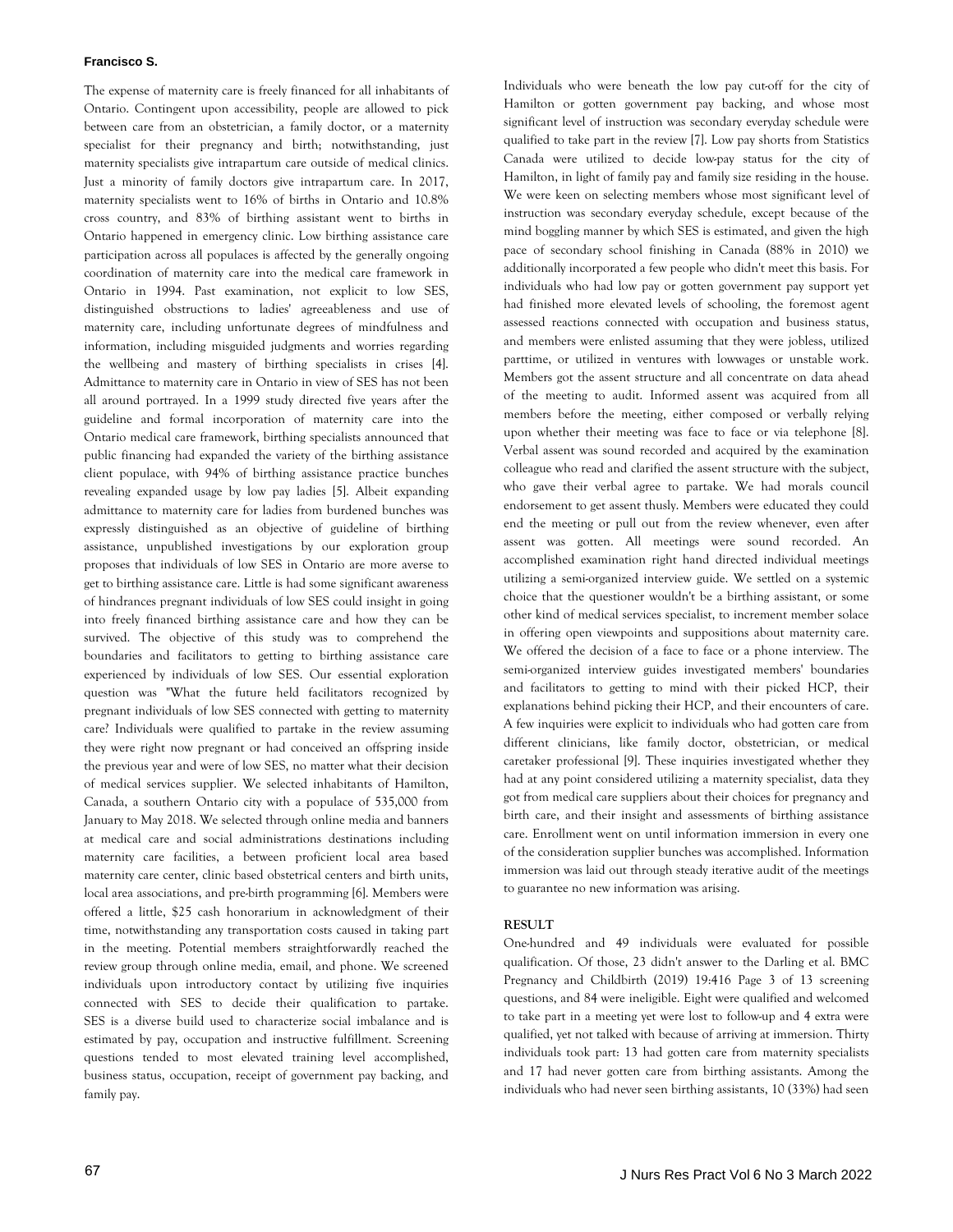The expense of maternity care is freely financed for all inhabitants of Ontario. Contingent upon accessibility, people are allowed to pick between care from an obstetrician, a family doctor, or a maternity specialist for their pregnancy and birth; notwithstanding, just maternity specialists give intrapartum care outside of medical clinics. Just a minority of family doctors give intrapartum care. In 2017, maternity specialists went to 16% of births in Ontario and 10.8% cross country, and 83% of birthing assistant went to births in Ontario happened in emergency clinic. Low birthing assistance care participation across all populaces is affected by the generally ongoing coordination of maternity care into the medical care framework in Ontario in 1994. Past examination, not explicit to low SES, distinguished obstructions to ladies' agreeableness and use of maternity care, including unfortunate degrees of mindfulness and information, including misguided judgments and worries regarding the wellbeing and mastery of birthing specialists in crises [4]. Admittance to maternity care in Ontario in view of SES has not been all around portrayed. In a 1999 study directed five years after the guideline and formal incorporation of maternity care into the Ontario medical care framework, birthing specialists announced that public financing had expanded the variety of the birthing assistance client populace, with 94% of birthing assistance practice bunches revealing expanded usage by low pay ladies [5]. Albeit expanding admittance to maternity care for ladies from burdened bunches was expressly distinguished as an objective of guideline of birthing assistance, unpublished investigations by our exploration group proposes that individuals of low SES in Ontario are more averse to get to birthing assistance care. Little is had some significant awareness of hindrances pregnant individuals of low SES could insight in going into freely financed birthing assistance care and how they can be survived. The objective of this study was to comprehend the boundaries and facilitators to getting to birthing assistance care experienced by individuals of low SES. Our essential exploration question was "What the future held facilitators recognized by pregnant individuals of low SES connected with getting to maternity care? Individuals were qualified to partake in the review assuming they were right now pregnant or had conceived an offspring inside the previous year and were of low SES, no matter what their decision of medical services supplier. We selected inhabitants of Hamilton, Canada, a southern Ontario city with a populace of 535,000 from January to May 2018. We selected through online media and banners at medical care and social administrations destinations including maternity care facilities, a between proficient local area based maternity care center, clinic based obstetrical centers and birth units, local area associations, and pre-birth programming [6]. Members were offered a little, $25 cash honorarium in acknowledgment of their time, notwithstanding any transportation costs caused in taking part in the meeting. Potential members straightforwardly reached the review group through online media, email, and phone. We screened individuals upon introductory contact by utilizing five inquiries connected with SES to decide their qualification to partake. SES is a diverse build used to characterize social imbalance and is estimated by pay, occupation and instructive fulfillment. Screening questions tended to most elevated training level accomplished, business status, occupation, receipt of government pay backing, and family pay.

Individuals who were beneath the low pay cut-off for the city of Hamilton or gotten government pay backing, and whose most significant level of instruction was secondary everyday schedule were qualified to take part in the review [7]. Low pay shorts from Statistics Canada were utilized to decide low-pay status for the city of Hamilton, in light of family pay and family size residing in the house. We were keen on selecting members whose most significant level of instruction was secondary everyday schedule, except because of the mind boggling manner by which SES is estimated, and given the high pace of secondary school finishing in Canada (88% in 2010) we additionally incorporated a few people who didn't meet this basis. For individuals who had low pay or gotten government pay support yet had finished more elevated levels of schooling, the foremost agent assessed reactions connected with occupation and business status, and members were enlisted assuming that they were jobless, utilized parttime, or utilized in ventures with lowwages or unstable work. Members got the assent structure and all concentrate on data ahead of the meeting to audit. Informed assent was acquired from all members before the meeting, either composed or verbally relying upon whether their meeting was face to face or via telephone [8]. Verbal assent was sound recorded and acquired by the examination colleague who read and clarified the assent structure with the subject, who gave their verbal agree to partake. We had morals council endorsement to get assent thusly. Members were educated they could end the meeting or pull out from the review whenever, even after assent was gotten. All meetings were sound recorded. An accomplished examination right hand directed individual meetings utilizing a semi-organized interview guide. We settled on a systemic choice that the questioner wouldn't be a birthing assistant, or some other kind of medical services specialist, to increment member solace in offering open viewpoints and suppositions about maternity care. We offered the decision of a face to face or a phone interview. The semi-organized interview guides investigated members' boundaries and facilitators to getting to mind with their picked HCP, their explanations behind picking their HCP, and their encounters of care. A few inquiries were explicit to individuals who had gotten care from different clinicians, like family doctor, obstetrician, or medical caretaker professional [9]. These inquiries investigated whether they had at any point considered utilizing a maternity specialist, data they got from medical care suppliers about their choices for pregnancy and birth care, and their insight and assessments of birthing assistance care. Enrollment went on until information immersion in every one of the consideration supplier bunches was accomplished. Information immersion was laid out through steady iterative audit of the meetings to guarantee no new information was arising.

## RESULT

One-hundred and 49 individuals were evaluated for possible qualification. Of those, 23 didn't answer to the Darling et al. BMC Pregnancy and Childbirth (2019) 19:416 Page 3 of 13 screening questions, and 84 were ineligible. Eight were qualified and welcomed to take part in a meeting yet were lost to follow-up and 4 extra were qualified, yet not talked with because of arriving at immersion. Thirty individuals took part: 13 had gotten care from maternity specialists and 17 had never gotten care from birthing assistants. Among the individuals who had never seen birthing assistants, 10 (33%) had seen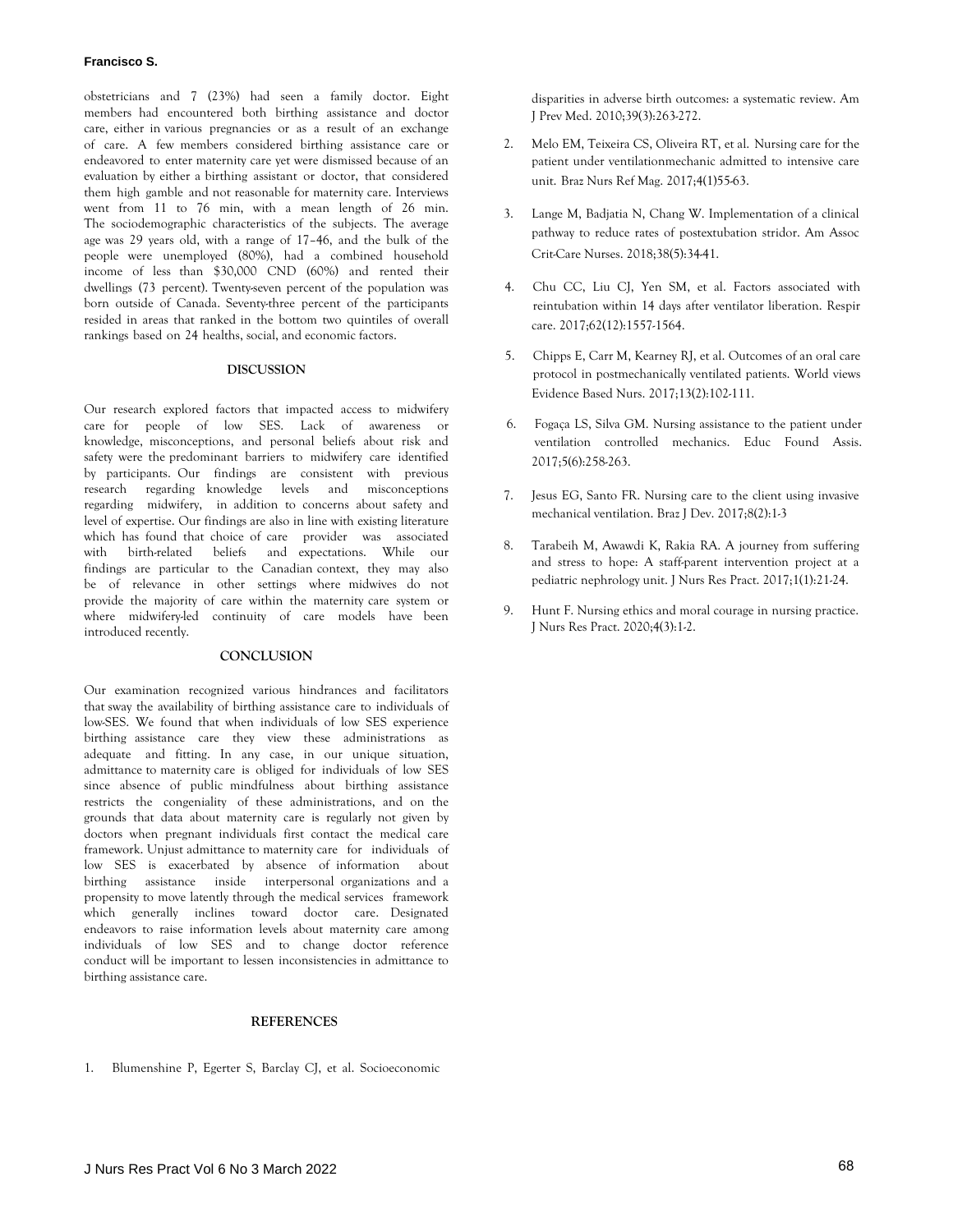obstetricians and 7 (23%) had seen a family doctor. Eight members had encountered both birthing assistance and doctor care, either in various pregnancies or as a result of an exchange of care. A few members considered birthing assistance care or endeavored to enter maternity care yet were dismissed because of an evaluation by either a birthing assistant or doctor, that considered them high gamble and not reasonable for maternity care. Interviews went from 11 to 76 min, with a mean length of 26 min. The sociodemographic characteristics of the subjects. The average age was 29 years old, with a range of 17–46, and the bulk of the people were unemployed (80%), had a combined household income of less than $30,000 CND (60%) and rented their dwellings (73 percent). Twenty-seven percent of the population was born outside of Canada. Seventy-three percent of the participants resided in areas that ranked in the bottom two quintiles of overall rankings based on 24 healths, social, and economic factors.

## DISCUSSION

Our research explored factors that impacted access to midwifery care for people of low SES. Lack of awareness or knowledge, misconceptions, and personal beliefs about risk and safety were the predominant barriers to midwifery care identified by participants. Our findings are consistent with previous research regarding knowledge levels and misconceptions regarding midwifery, in addition to concerns about safety and level of expertise. Our findings are also in line with existing literature which has found that choice of care provider was associated with birth-related beliefs and expectations. While our findings are particular to the Canadian context, they may also be of relevance in other settings where midwives do not provide the majority of care within the maternity care system or where midwifery-led continuity of care models have been introduced recently.

## CONCLUSION

Our examination recognized various hindrances and facilitators that sway the availability of birthing assistance care to individuals of low-SES. We found that when individuals of low SES experience birthing assistance care they view these administrations as adequate and fitting. In any case, in our unique situation, admittance to maternity care is obliged for individuals of low SES since absence of public mindfulness about birthing assistance restricts the congeniality of these administrations, and on the grounds that data about maternity care is regularly not given by doctors when pregnant individuals first contact the medical care framework. Unjust admittance to maternity care for individuals of low SES is exacerbated by absence of information about birthing assistance inside interpersonal organizations and a propensity to move latently through the medical services framework which generally inclines toward doctor care. Designated endeavors to raise information levels about maternity care among individuals of low SES and to change doctor reference conduct will be important to lessen inconsistencies in admittance to birthing assistance care.

## REFERENCES

1. Blumenshine P, Egerter S, Barclay CJ, et al. Socioeconomic disparities in adverse birth outcomes: a systematic review. Am J Prev Med. 2010;39(3):263-272.
2. Melo EM, Teixeira CS, Oliveira RT, et al. Nursing care for the patient under ventilationmechanic admitted to intensive care unit. Braz Nurs Ref Mag. 2017;4(1)55-63.
3. Lange M, Badjatia N, Chang W. Implementation of a clinical pathway to reduce rates of postextubation stridor. Am Assoc Crit-Care Nurses. 2018;38(5):34-41.
4. Chu CC, Liu CJ, Yen SM, et al. Factors associated with reintubation within 14 days after ventilator liberation. Respir care. 2017;62(12):1557-1564.
5. Chipps E, Carr M, Kearney RJ, et al. Outcomes of an oral care protocol in postmechanically ventilated patients. World views Evidence Based Nurs. 2017;13(2):102-111.
6. Fogaça LS, Silva GM. Nursing assistance to the patient under ventilation controlled mechanics. Educ Found Assis. 2017;5(6):258-263.
7. Jesus EG, Santo FR. Nursing care to the client using invasive mechanical ventilation. Braz J Dev. 2017;8(2):1-3
8. Tarabeih M, Awawdi K, Rakia RA. A journey from suffering and stress to hope: A staff-parent intervention project at a pediatric nephrology unit. J Nurs Res Pract. 2017;1(1):21-24.
9. Hunt F. Nursing ethics and moral courage in nursing practice. J Nurs Res Pract. 2020;4(3):1-2.